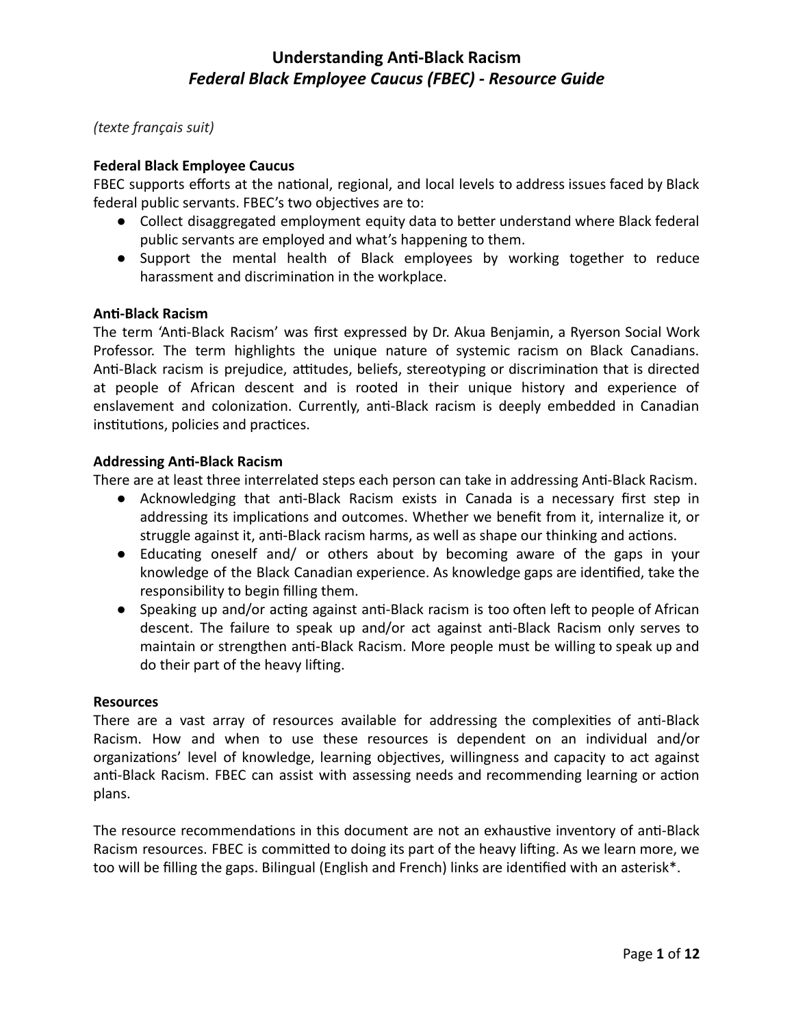# Understanding Anti-Black Racism
## *Federal Black Employee Caucus (FBEC) - Resource Guide*

*(texte français suit)*

**Federal Black Employee Caucus**

FBEC supports efforts at the national, regional, and local levels to address issues faced by Black federal public servants. FBEC's two objectives are to:

- Collect disaggregated employment equity data to better understand where Black federal public servants are employed and what's happening to them.
- Support the mental health of Black employees by working together to reduce harassment and discrimination in the workplace.

**Anti-Black Racism**

The term 'Anti-Black Racism' was first expressed by Dr. Akua Benjamin, a Ryerson Social Work Professor. The term highlights the unique nature of systemic racism on Black Canadians. Anti-Black racism is prejudice, attitudes, beliefs, stereotyping or discrimination that is directed at people of African descent and is rooted in their unique history and experience of enslavement and colonization. Currently, anti-Black racism is deeply embedded in Canadian institutions, policies and practices.

**Addressing Anti-Black Racism**

There are at least three interrelated steps each person can take in addressing Anti-Black Racism.

- Acknowledging that anti-Black Racism exists in Canada is a necessary first step in addressing its implications and outcomes. Whether we benefit from it, internalize it, or struggle against it, anti-Black racism harms, as well as shape our thinking and actions.
- Educating oneself and/ or others about by becoming aware of the gaps in your knowledge of the Black Canadian experience. As knowledge gaps are identified, take the responsibility to begin filling them.
- Speaking up and/or acting against anti-Black racism is too often left to people of African descent. The failure to speak up and/or act against anti-Black Racism only serves to maintain or strengthen anti-Black Racism. More people must be willing to speak up and do their part of the heavy lifting.

**Resources**

There are a vast array of resources available for addressing the complexities of anti-Black Racism. How and when to use these resources is dependent on an individual and/or organizations' level of knowledge, learning objectives, willingness and capacity to act against anti-Black Racism. FBEC can assist with assessing needs and recommending learning or action plans.

The resource recommendations in this document are not an exhaustive inventory of anti-Black Racism resources. FBEC is committed to doing its part of the heavy lifting. As we learn more, we too will be filling the gaps. Bilingual (English and French) links are identified with an asterisk*.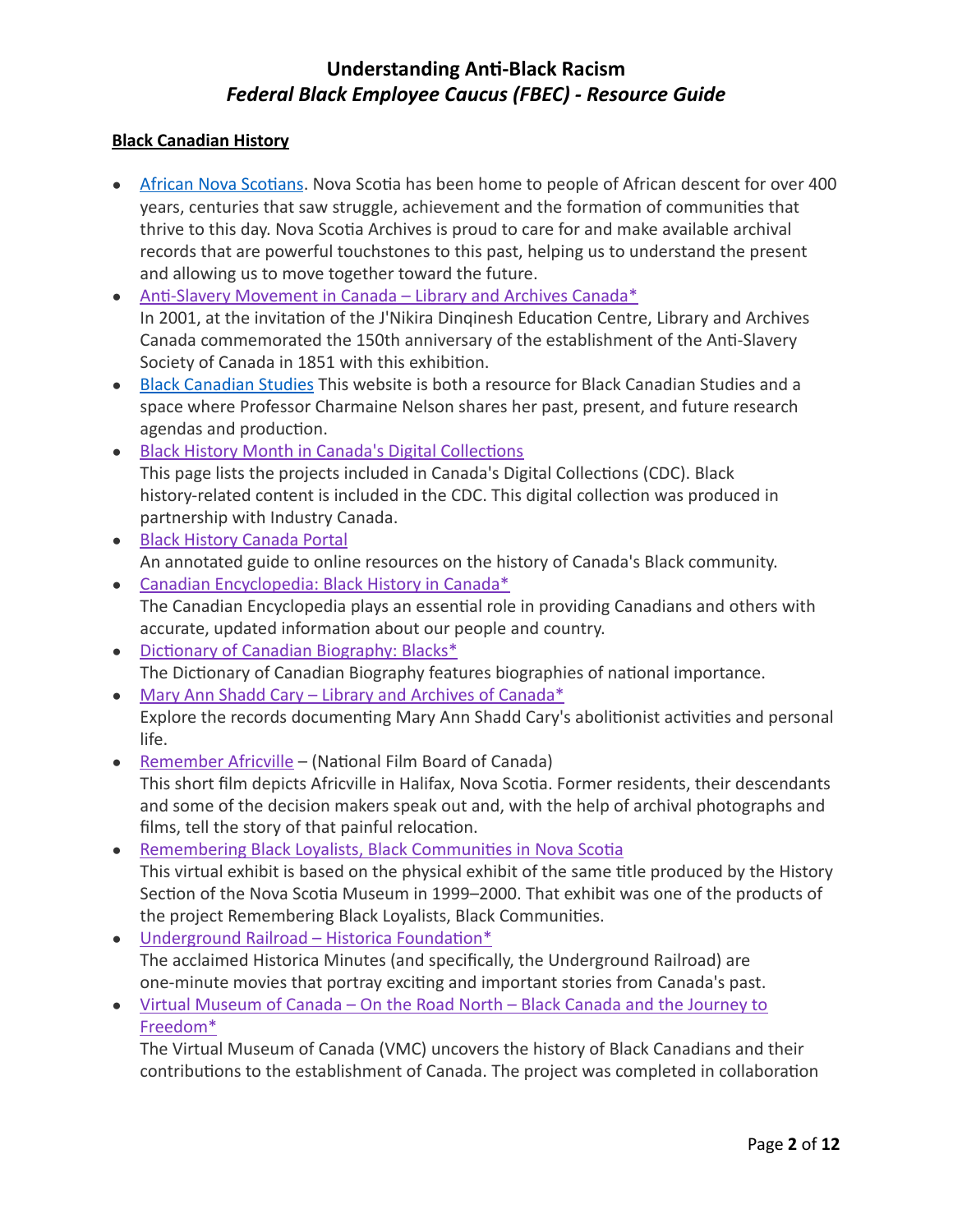# Understanding Anti-Black Racism
## *Federal Black Employee Caucus (FBEC) - Resource Guide*

### Black Canadian History

- African Nova Scotians. Nova Scotia has been home to people of African descent for over 400 years, centuries that saw struggle, achievement and the formation of communities that thrive to this day. Nova Scotia Archives is proud to care for and make available archival records that are powerful touchstones to this past, helping us to understand the present and allowing us to move together toward the future.
- Anti-Slavery Movement in Canada – Library and Archives Canada*
  In 2001, at the invitation of the J'Nikira Dinqinesh Education Centre, Library and Archives Canada commemorated the 150th anniversary of the establishment of the Anti-Slavery Society of Canada in 1851 with this exhibition.
- Black Canadian Studies This website is both a resource for Black Canadian Studies and a space where Professor Charmaine Nelson shares her past, present, and future research agendas and production.
- Black History Month in Canada's Digital Collections
  This page lists the projects included in Canada's Digital Collections (CDC). Black history-related content is included in the CDC. This digital collection was produced in partnership with Industry Canada.
- Black History Canada Portal
  An annotated guide to online resources on the history of Canada's Black community.
- Canadian Encyclopedia: Black History in Canada*
  The Canadian Encyclopedia plays an essential role in providing Canadians and others with accurate, updated information about our people and country.
- Dictionary of Canadian Biography: Blacks*
  The Dictionary of Canadian Biography features biographies of national importance.
- Mary Ann Shadd Cary – Library and Archives of Canada*
  Explore the records documenting Mary Ann Shadd Cary's abolitionist activities and personal life.
- Remember Africville – (National Film Board of Canada)
  This short film depicts Africville in Halifax, Nova Scotia. Former residents, their descendants and some of the decision makers speak out and, with the help of archival photographs and films, tell the story of that painful relocation.
- Remembering Black Loyalists, Black Communities in Nova Scotia
  This virtual exhibit is based on the physical exhibit of the same title produced by the History Section of the Nova Scotia Museum in 1999–2000. That exhibit was one of the products of the project Remembering Black Loyalists, Black Communities.
- Underground Railroad – Historica Foundation*
  The acclaimed Historica Minutes (and specifically, the Underground Railroad) are one-minute movies that portray exciting and important stories from Canada's past.
- Virtual Museum of Canada – On the Road North – Black Canada and the Journey to Freedom*
  The Virtual Museum of Canada (VMC) uncovers the history of Black Canadians and their contributions to the establishment of Canada. The project was completed in collaboration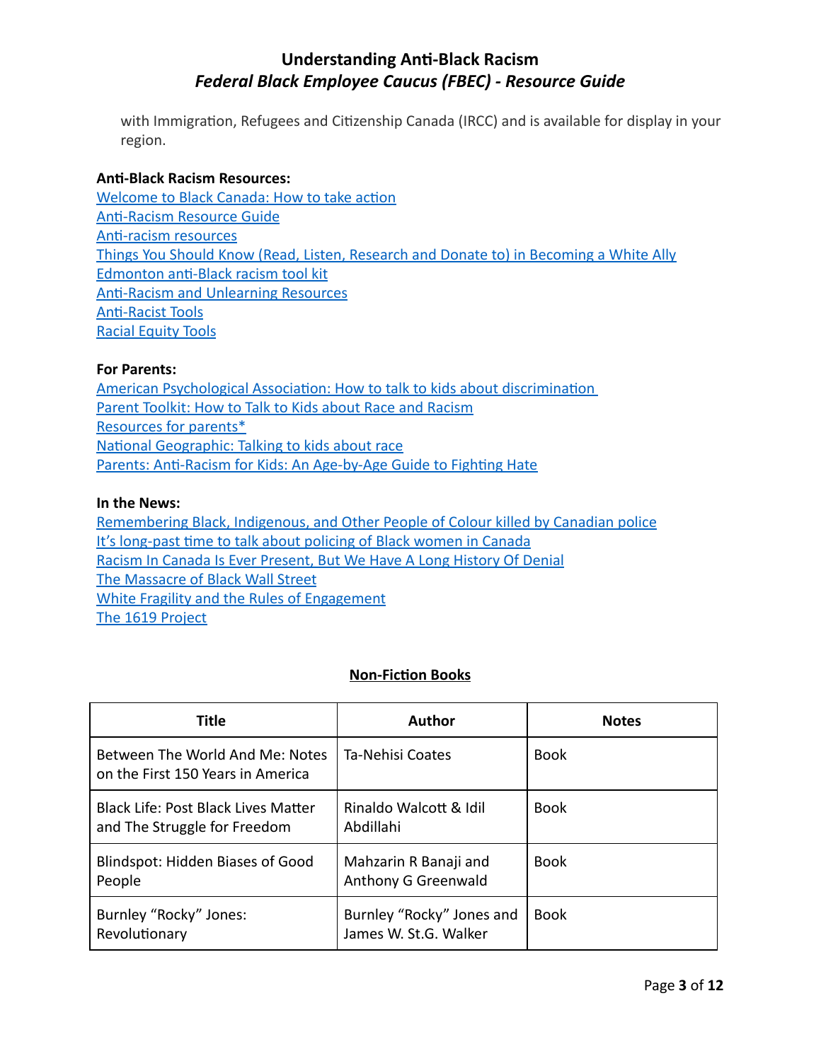with Immigration, Refugees and Citizenship Canada (IRCC) and is available for display in your region.

**Anti-Black Racism Resources:**

Welcome to Black Canada: How to take action
Anti-Racism Resource Guide
Anti-racism resources
Things You Should Know (Read, Listen, Research and Donate to) in Becoming a White Ally
Edmonton anti-Black racism tool kit
Anti-Racism and Unlearning Resources
Anti-Racist Tools
Racial Equity Tools

**For Parents:**

American Psychological Association: How to talk to kids about discrimination
Parent Toolkit: How to Talk to Kids about Race and Racism
Resources for parents*
National Geographic: Talking to kids about race
Parents: Anti-Racism for Kids: An Age-by-Age Guide to Fighting Hate

**In the News:**

Remembering Black, Indigenous, and Other People of Colour killed by Canadian police
It's long-past time to talk about policing of Black women in Canada
Racism In Canada Is Ever Present, But We Have A Long History Of Denial
The Massacre of Black Wall Street
White Fragility and the Rules of Engagement
The 1619 Project

## Non-Fiction Books

| Title | Author | Notes |
|---|---|---|
| Between The World And Me: Notes on the First 150 Years in America | Ta-Nehisi Coates | Book |
| Black Life: Post Black Lives Matter and The Struggle for Freedom | Rinaldo Walcott & Idil Abdillahi | Book |
| Blindspot: Hidden Biases of Good People | Mahzarin R Banaji and Anthony G Greenwald | Book |
| Burnley "Rocky" Jones: Revolutionary | Burnley "Rocky" Jones and James W. St.G. Walker | Book |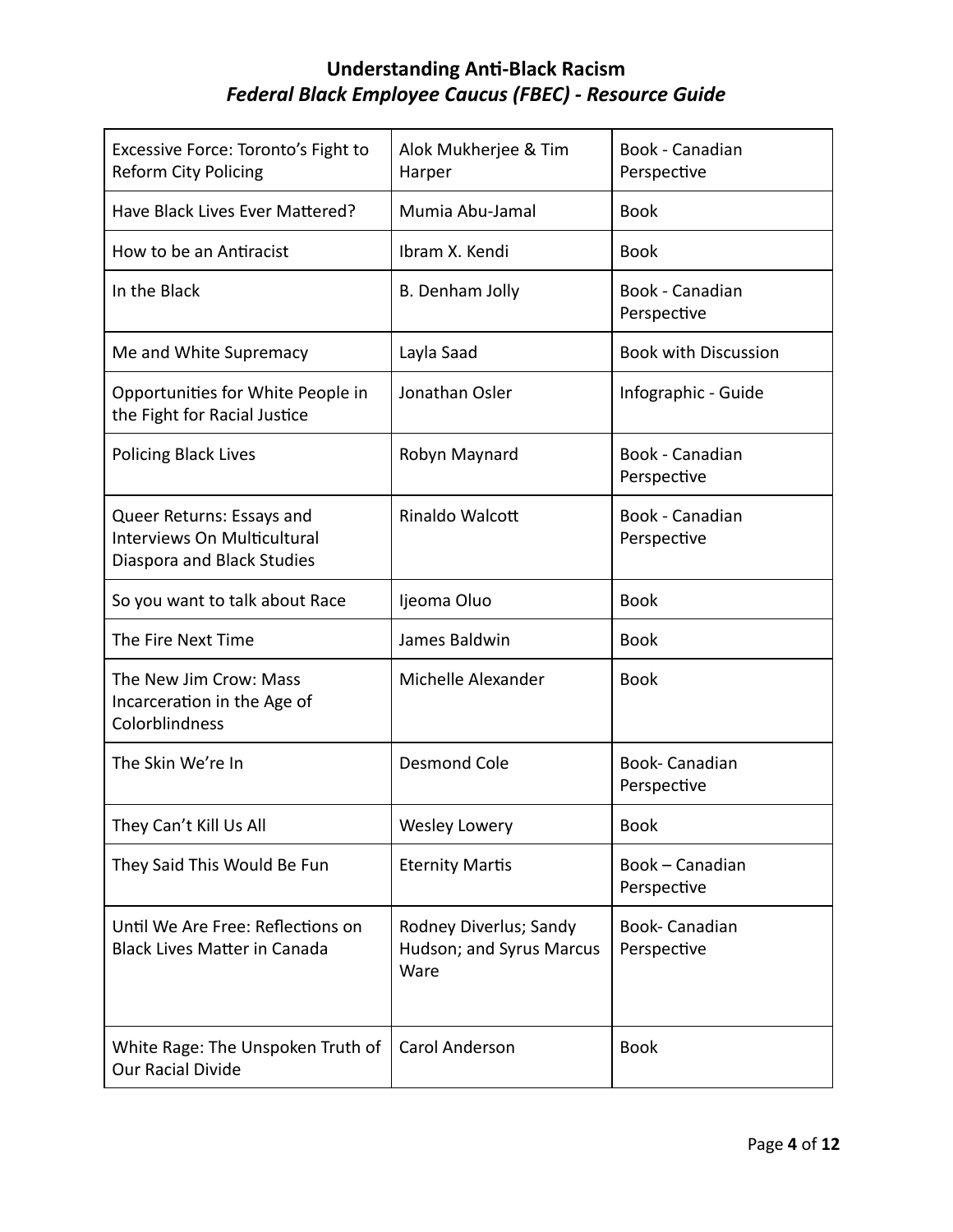| | | |
|---|---|---|
| Excessive Force: Toronto's Fight to Reform City Policing | Alok Mukherjee & Tim Harper | Book - Canadian Perspective |
| Have Black Lives Ever Mattered? | Mumia Abu-Jamal | Book |
| How to be an Antiracist | Ibram X. Kendi | Book |
| In the Black | B. Denham Jolly | Book - Canadian Perspective |
| Me and White Supremacy | Layla Saad | Book with Discussion |
| Opportunities for White People in the Fight for Racial Justice | Jonathan Osler | Infographic - Guide |
| Policing Black Lives | Robyn Maynard | Book - Canadian Perspective |
| Queer Returns: Essays and Interviews On Multicultural Diaspora and Black Studies | Rinaldo Walcott | Book - Canadian Perspective |
| So you want to talk about Race | Ijeoma Oluo | Book |
| The Fire Next Time | James Baldwin | Book |
| The New Jim Crow: Mass Incarceration in the Age of Colorblindness | Michelle Alexander | Book |
| The Skin We're In | Desmond Cole | Book- Canadian Perspective |
| They Can't Kill Us All | Wesley Lowery | Book |
| They Said This Would Be Fun | Eternity Martis | Book – Canadian Perspective |
| Until We Are Free: Reflections on Black Lives Matter in Canada | Rodney Diverlus; Sandy Hudson; and Syrus Marcus Ware | Book- Canadian Perspective |
| White Rage: The Unspoken Truth of Our Racial Divide | Carol Anderson | Book |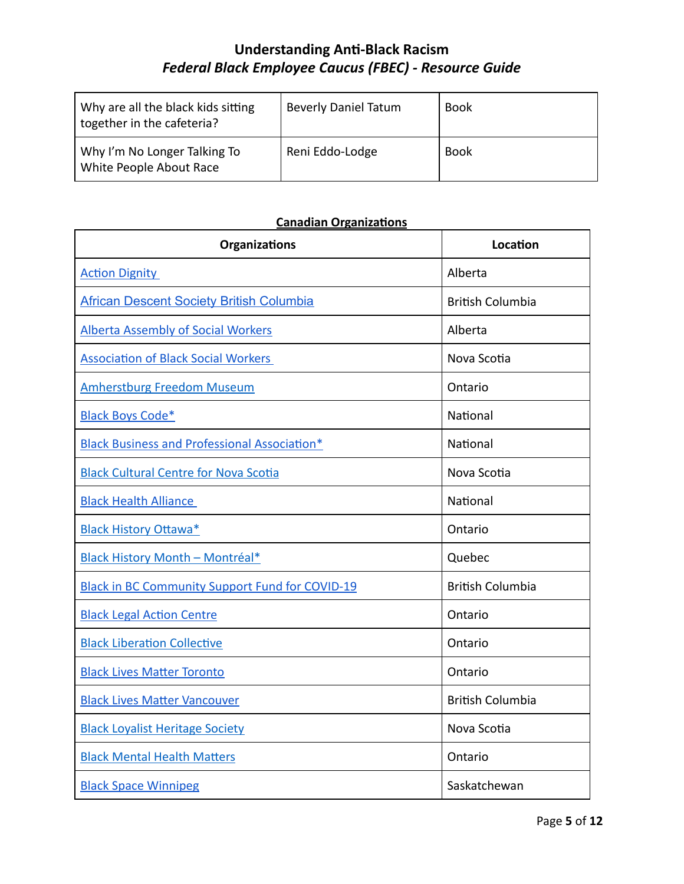| | | |
|---|---|---|
| Why are all the black kids sitting together in the cafeteria? | Beverly Daniel Tatum | Book |
| Why I'm No Longer Talking To White People About Race | Reni Eddo-Lodge | Book |

**Canadian Organizations**

| Organizations | Location |
|---|---|
| Action Dignity | Alberta |
| African Descent Society British Columbia | British Columbia |
| Alberta Assembly of Social Workers | Alberta |
| Association of Black Social Workers | Nova Scotia |
| Amherstburg Freedom Museum | Ontario |
| Black Boys Code* | National |
| Black Business and Professional Association* | National |
| Black Cultural Centre for Nova Scotia | Nova Scotia |
| Black Health Alliance | National |
| Black History Ottawa* | Ontario |
| Black History Month – Montréal* | Quebec |
| Black in BC Community Support Fund for COVID-19 | British Columbia |
| Black Legal Action Centre | Ontario |
| Black Liberation Collective | Ontario |
| Black Lives Matter Toronto | Ontario |
| Black Lives Matter Vancouver | British Columbia |
| Black Loyalist Heritage Society | Nova Scotia |
| Black Mental Health Matters | Ontario |
| Black Space Winnipeg | Saskatchewan |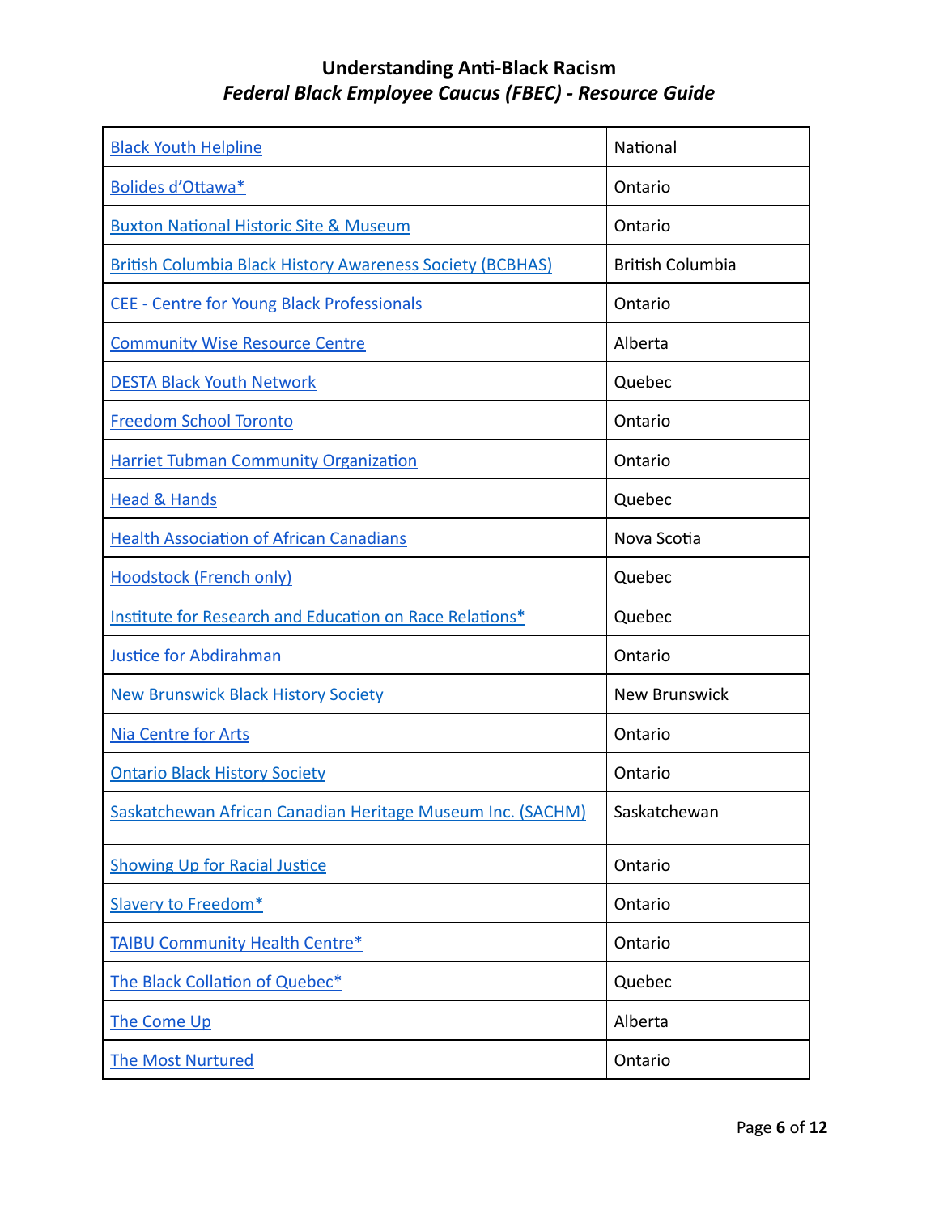| | |
|---|---|
| Black Youth Helpline | National |
| Bolides d'Ottawa* | Ontario |
| Buxton National Historic Site & Museum | Ontario |
| British Columbia Black History Awareness Society (BCBHAS) | British Columbia |
| CEE - Centre for Young Black Professionals | Ontario |
| Community Wise Resource Centre | Alberta |
| DESTA Black Youth Network | Quebec |
| Freedom School Toronto | Ontario |
| Harriet Tubman Community Organization | Ontario |
| Head & Hands | Quebec |
| Health Association of African Canadians | Nova Scotia |
| Hoodstock (French only) | Quebec |
| Institute for Research and Education on Race Relations* | Quebec |
| Justice for Abdirahman | Ontario |
| New Brunswick Black History Society | New Brunswick |
| Nia Centre for Arts | Ontario |
| Ontario Black History Society | Ontario |
| Saskatchewan African Canadian Heritage Museum Inc. (SACHM) | Saskatchewan |
| Showing Up for Racial Justice | Ontario |
| Slavery to Freedom* | Ontario |
| TAIBU Community Health Centre* | Ontario |
| The Black Collation of Quebec* | Quebec |
| The Come Up | Alberta |
| The Most Nurtured | Ontario |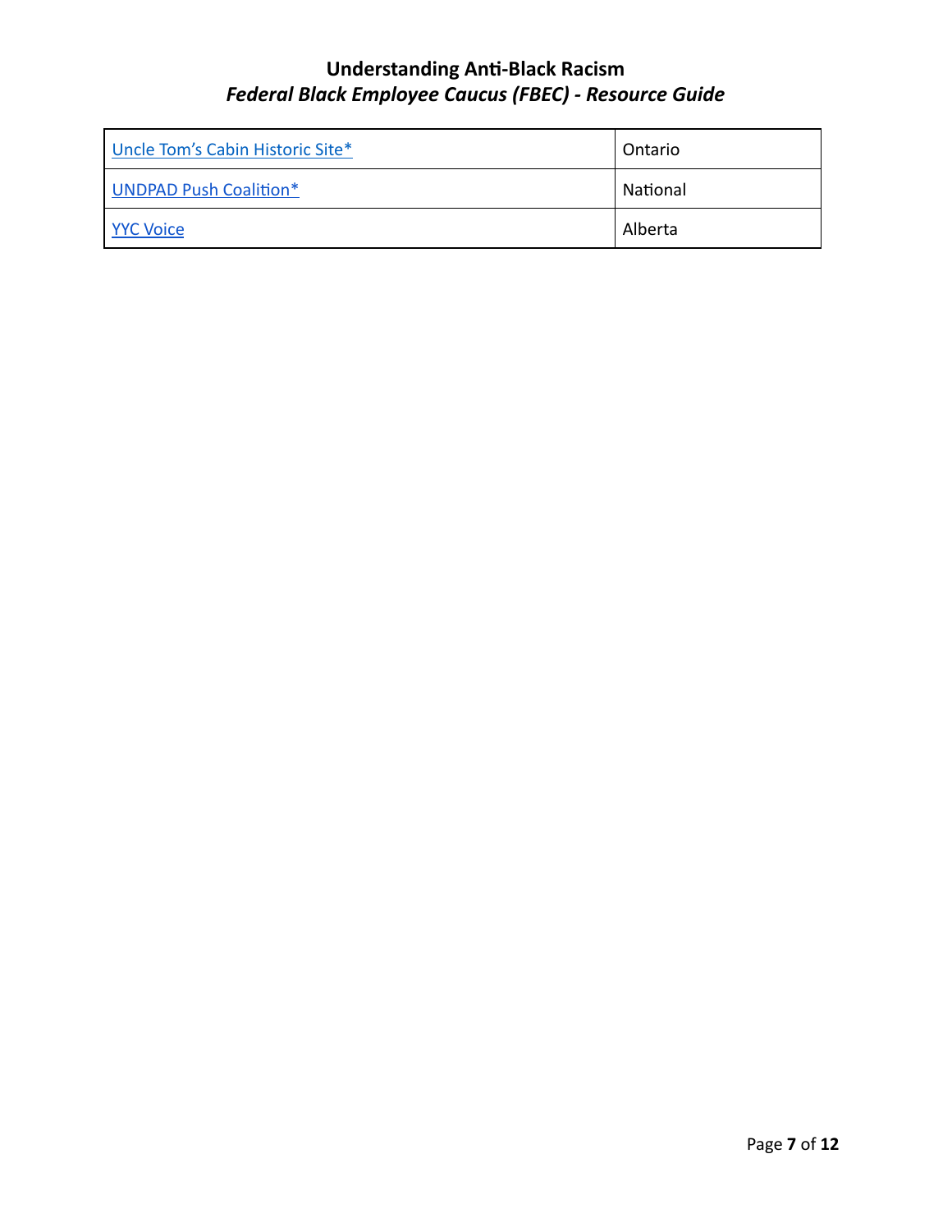| | |
|---|---|
| Uncle Tom's Cabin Historic Site* | Ontario |
| UNDPAD Push Coalition* | National |
| YYC Voice | Alberta |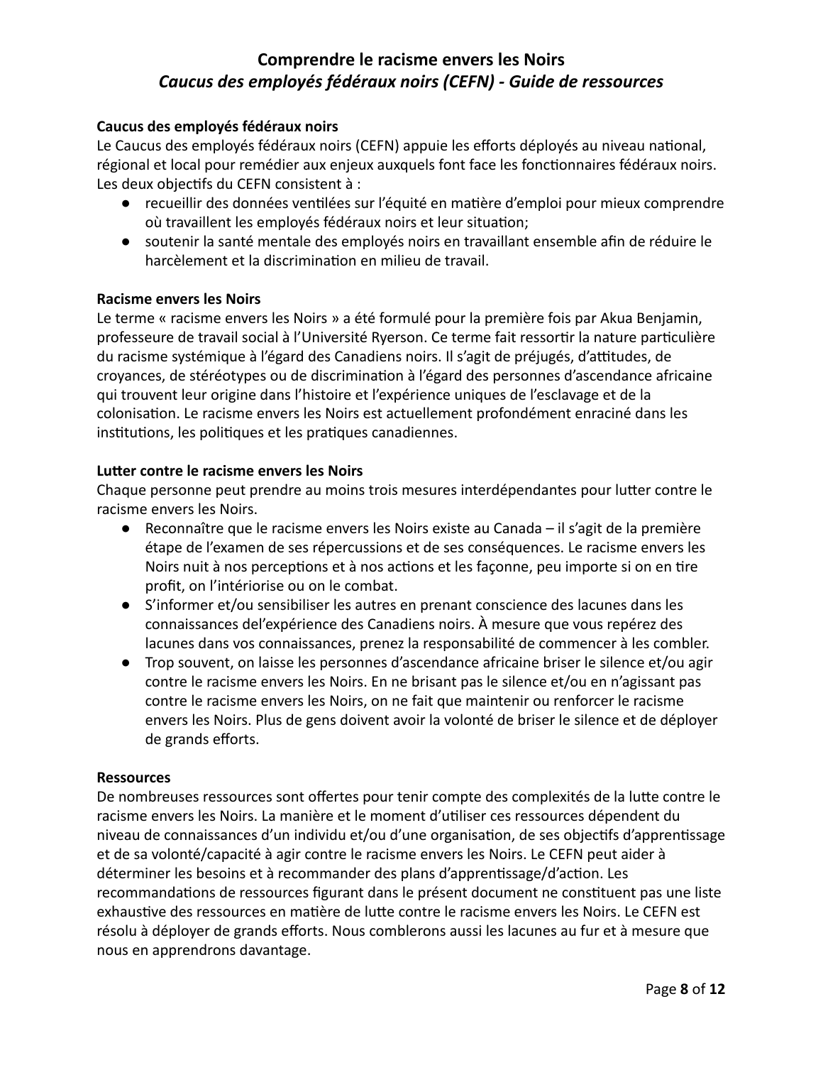# Comprendre le racisme envers les Noirs
## *Caucus des employés fédéraux noirs (CEFN) - Guide de ressources*

### Caucus des employés fédéraux noirs

Le Caucus des employés fédéraux noirs (CEFN) appuie les efforts déployés au niveau national, régional et local pour remédier aux enjeux auxquels font face les fonctionnaires fédéraux noirs. Les deux objectifs du CEFN consistent à :

- recueillir des données ventilées sur l'équité en matière d'emploi pour mieux comprendre où travaillent les employés fédéraux noirs et leur situation;
- soutenir la santé mentale des employés noirs en travaillant ensemble afin de réduire le harcèlement et la discrimination en milieu de travail.

### Racisme envers les Noirs

Le terme « racisme envers les Noirs » a été formulé pour la première fois par Akua Benjamin, professeure de travail social à l'Université Ryerson. Ce terme fait ressortir la nature particulière du racisme systémique à l'égard des Canadiens noirs. Il s'agit de préjugés, d'attitudes, de croyances, de stéréotypes ou de discrimination à l'égard des personnes d'ascendance africaine qui trouvent leur origine dans l'histoire et l'expérience uniques de l'esclavage et de la colonisation. Le racisme envers les Noirs est actuellement profondément enraciné dans les institutions, les politiques et les pratiques canadiennes.

### Lutter contre le racisme envers les Noirs

Chaque personne peut prendre au moins trois mesures interdépendantes pour lutter contre le racisme envers les Noirs.

- Reconnaître que le racisme envers les Noirs existe au Canada – il s'agit de la première étape de l'examen de ses répercussions et de ses conséquences. Le racisme envers les Noirs nuit à nos perceptions et à nos actions et les façonne, peu importe si on en tire profit, on l'intériorise ou on le combat.
- S'informer et/ou sensibiliser les autres en prenant conscience des lacunes dans les connaissances del'expérience des Canadiens noirs. À mesure que vous repérez des lacunes dans vos connaissances, prenez la responsabilité de commencer à les combler.
- Trop souvent, on laisse les personnes d'ascendance africaine briser le silence et/ou agir contre le racisme envers les Noirs. En ne brisant pas le silence et/ou en n'agissant pas contre le racisme envers les Noirs, on ne fait que maintenir ou renforcer le racisme envers les Noirs. Plus de gens doivent avoir la volonté de briser le silence et de déployer de grands efforts.

### Ressources

De nombreuses ressources sont offertes pour tenir compte des complexités de la lutte contre le racisme envers les Noirs. La manière et le moment d'utiliser ces ressources dépendent du niveau de connaissances d'un individu et/ou d'une organisation, de ses objectifs d'apprentissage et de sa volonté/capacité à agir contre le racisme envers les Noirs. Le CEFN peut aider à déterminer les besoins et à recommander des plans d'apprentissage/d'action. Les recommandations de ressources figurant dans le présent document ne constituent pas une liste exhaustive des ressources en matière de lutte contre le racisme envers les Noirs. Le CEFN est résolu à déployer de grands efforts. Nous comblerons aussi les lacunes au fur et à mesure que nous en apprendrons davantage.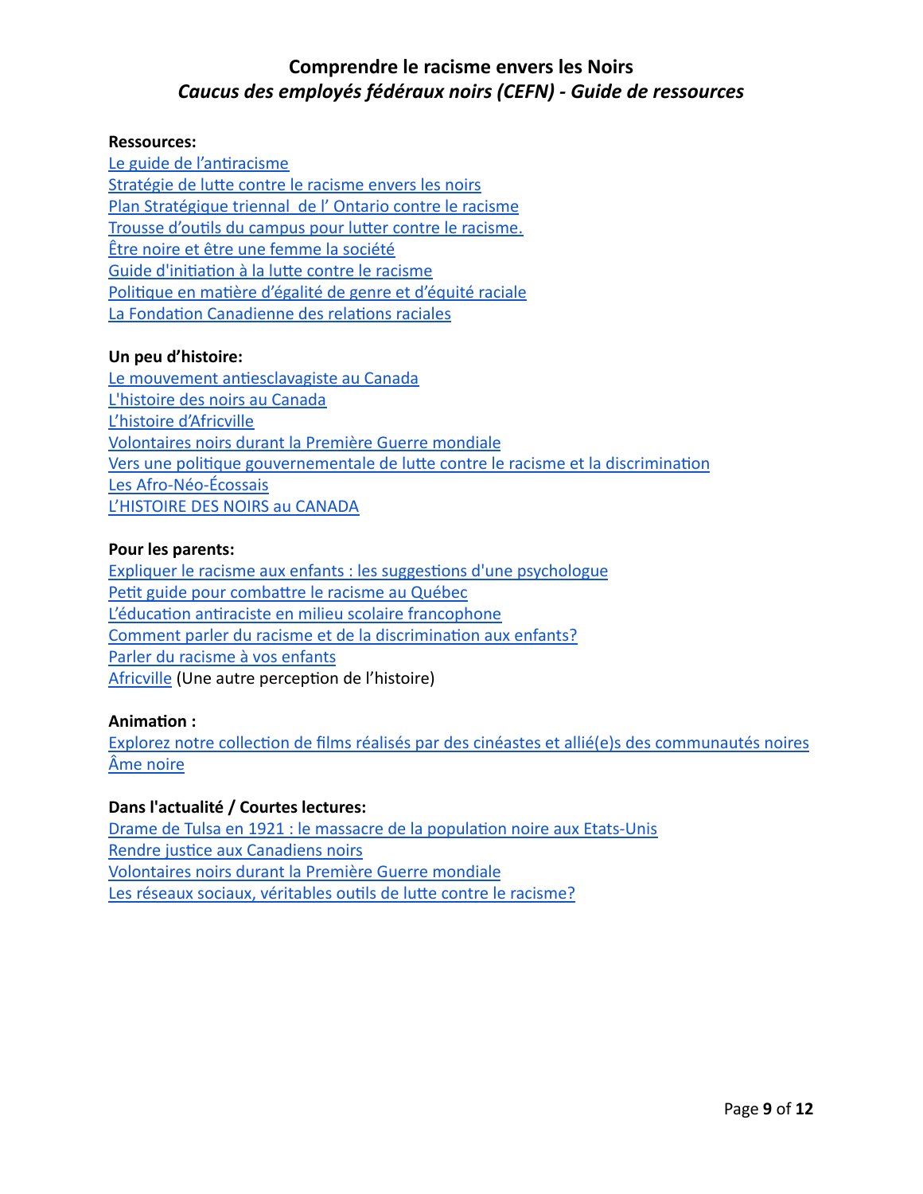# Comprendre le racisme envers les Noirs
## *Caucus des employés fédéraux noirs (CEFN) - Guide de ressources*

**Ressources:**
Le guide de l'antiracisme
Stratégie de lutte contre le racisme envers les noirs
Plan Stratégique triennal de l' Ontario contre le racisme
Trousse d'outils du campus pour lutter contre le racisme.
Être noire et être une femme la société
Guide d'initiation à la lutte contre le racisme
Politique en matière d'égalité de genre et d'équité raciale
La Fondation Canadienne des relations raciales

**Un peu d'histoire:**
Le mouvement antiesclavagiste au Canada
L'histoire des noirs au Canada
L'histoire d'Africville
Volontaires noirs durant la Première Guerre mondiale
Vers une politique gouvernementale de lutte contre le racisme et la discrimination
Les Afro-Néo-Écossais
L'HISTOIRE DES NOIRS au CANADA

**Pour les parents:**
Expliquer le racisme aux enfants : les suggestions d'une psychologue
Petit guide pour combattre le racisme au Québec
L'éducation antiraciste en milieu scolaire francophone
Comment parler du racisme et de la discrimination aux enfants?
Parler du racisme à vos enfants
Africville (Une autre perception de l'histoire)

**Animation :**
Explorez notre collection de films réalisés par des cinéastes et allié(e)s des communautés noires
Âme noire

**Dans l'actualité / Courtes lectures:**
Drame de Tulsa en 1921 : le massacre de la population noire aux Etats-Unis
Rendre justice aux Canadiens noirs
Volontaires noirs durant la Première Guerre mondiale
Les réseaux sociaux, véritables outils de lutte contre le racisme?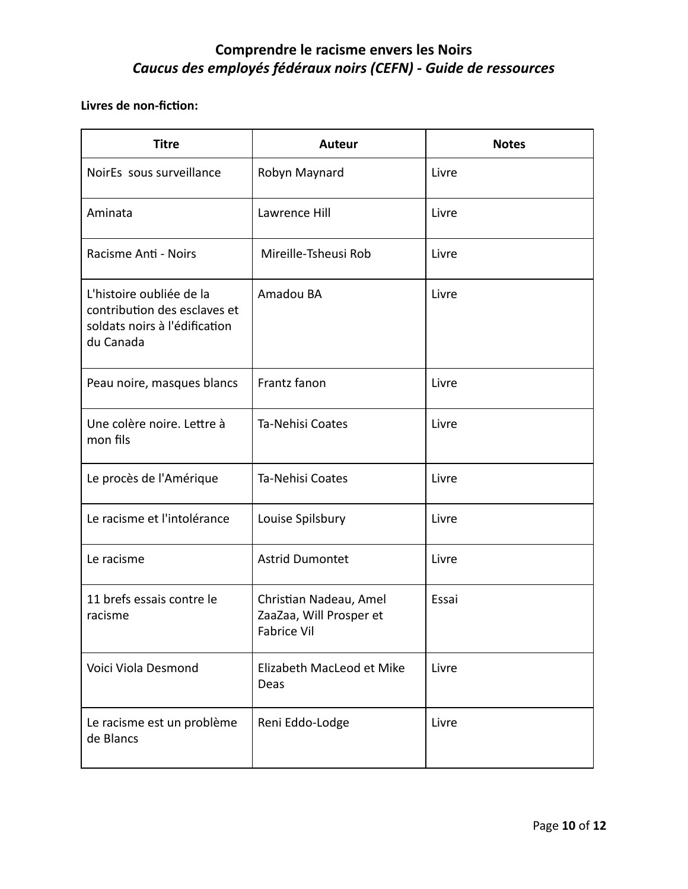**Comprendre le racisme envers les Noirs**
***Caucus des employés fédéraux noirs (CEFN) - Guide de ressources***

**Livres de non-fiction:**

| Titre | Auteur | Notes |
|---|---|---|
| NoirEs sous surveillance | Robyn Maynard | Livre |
| Aminata | Lawrence Hill | Livre |
| Racisme Anti - Noirs | Mireille-Tsheusi Rob | Livre |
| L'histoire oubliée de la contribution des esclaves et soldats noirs à l'édification du Canada | Amadou BA | Livre |
| Peau noire, masques blancs | Frantz fanon | Livre |
| Une colère noire. Lettre à mon fils | Ta-Nehisi Coates | Livre |
| Le procès de l'Amérique | Ta-Nehisi Coates | Livre |
| Le racisme et l'intolérance | Louise Spilsbury | Livre |
| Le racisme | Astrid Dumontet | Livre |
| 11 brefs essais contre le racisme | Christian Nadeau, Amel ZaaZaa, Will Prosper et Fabrice Vil | Essai |
| Voici Viola Desmond | Elizabeth MacLeod et Mike Deas | Livre |
| Le racisme est un problème de Blancs | Reni Eddo-Lodge | Livre |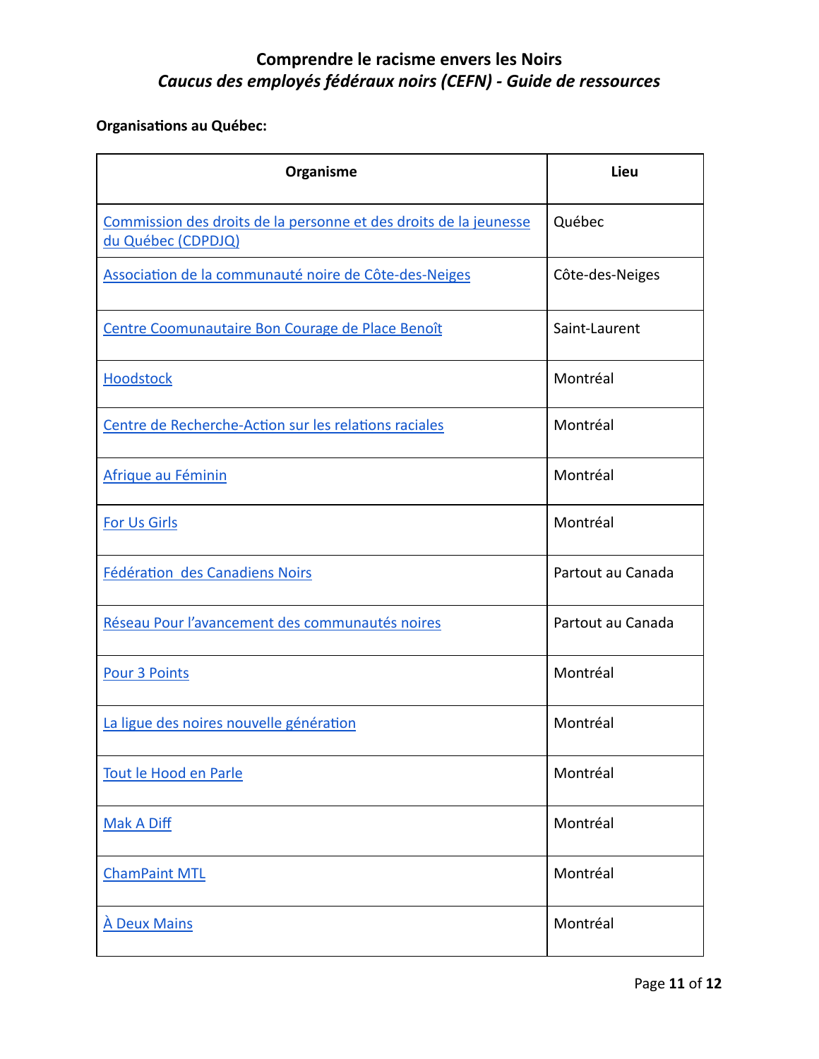**Organisations au Québec:**

| Organisme | Lieu |
|---|---|
| Commission des droits de la personne et des droits de la jeunesse du Québec (CDPDJQ) | Québec |
| Association de la communauté noire de Côte-des-Neiges | Côte-des-Neiges |
| Centre Coomunautaire Bon Courage de Place Benoît | Saint-Laurent |
| Hoodstock | Montréal |
| Centre de Recherche-Action sur les relations raciales | Montréal |
| Afrique au Féminin | Montréal |
| For Us Girls | Montréal |
| Fédération  des Canadiens Noirs | Partout au Canada |
| Réseau Pour l'avancement des communautés noires | Partout au Canada |
| Pour 3 Points | Montréal |
| La ligue des noires nouvelle génération | Montréal |
| Tout le Hood en Parle | Montréal |
| Mak A Diff | Montréal |
| ChamPaint MTL | Montréal |
| À Deux Mains | Montréal |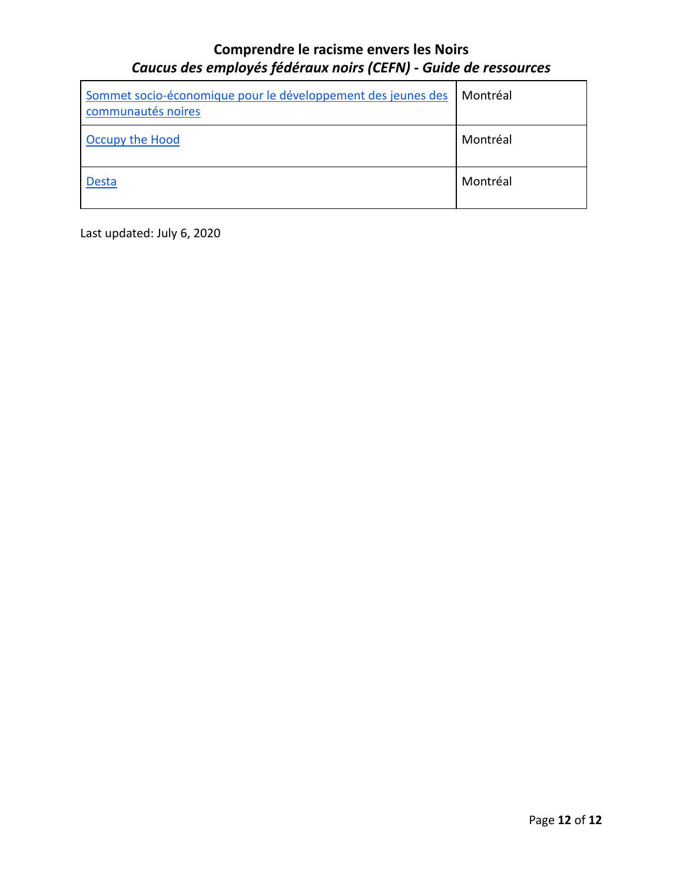| | |
|---|---|
| Sommet socio-économique pour le développement des jeunes des communautés noires | Montréal |
| Occupy the Hood | Montréal |
| Desta | Montréal |

Last updated: July 6, 2020